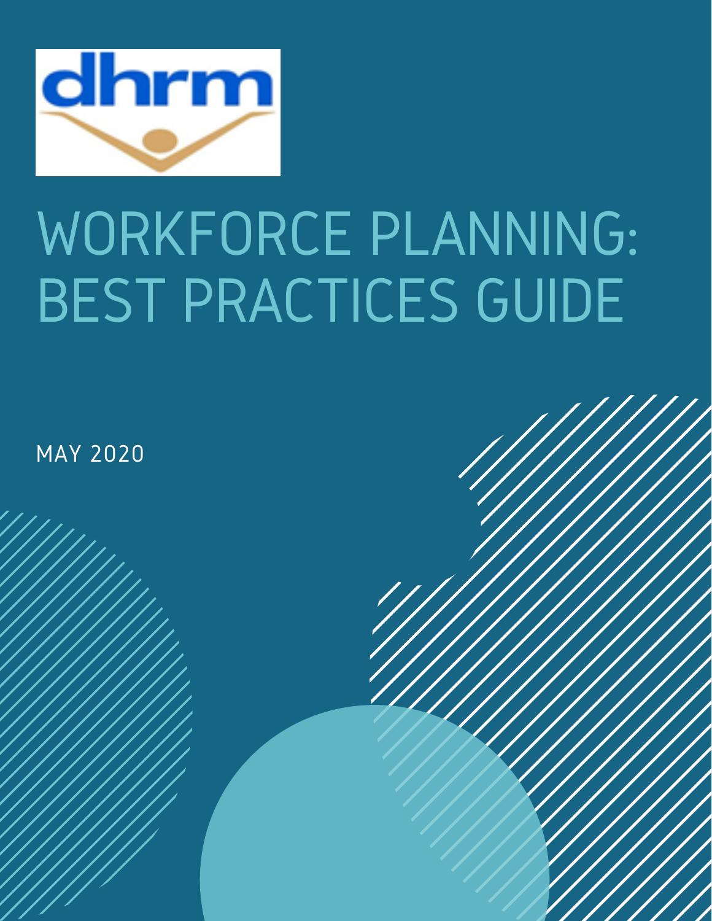dhrm

# WORKFORCE PLANNING: BEST PRACTICES GUIDE

MAY 2020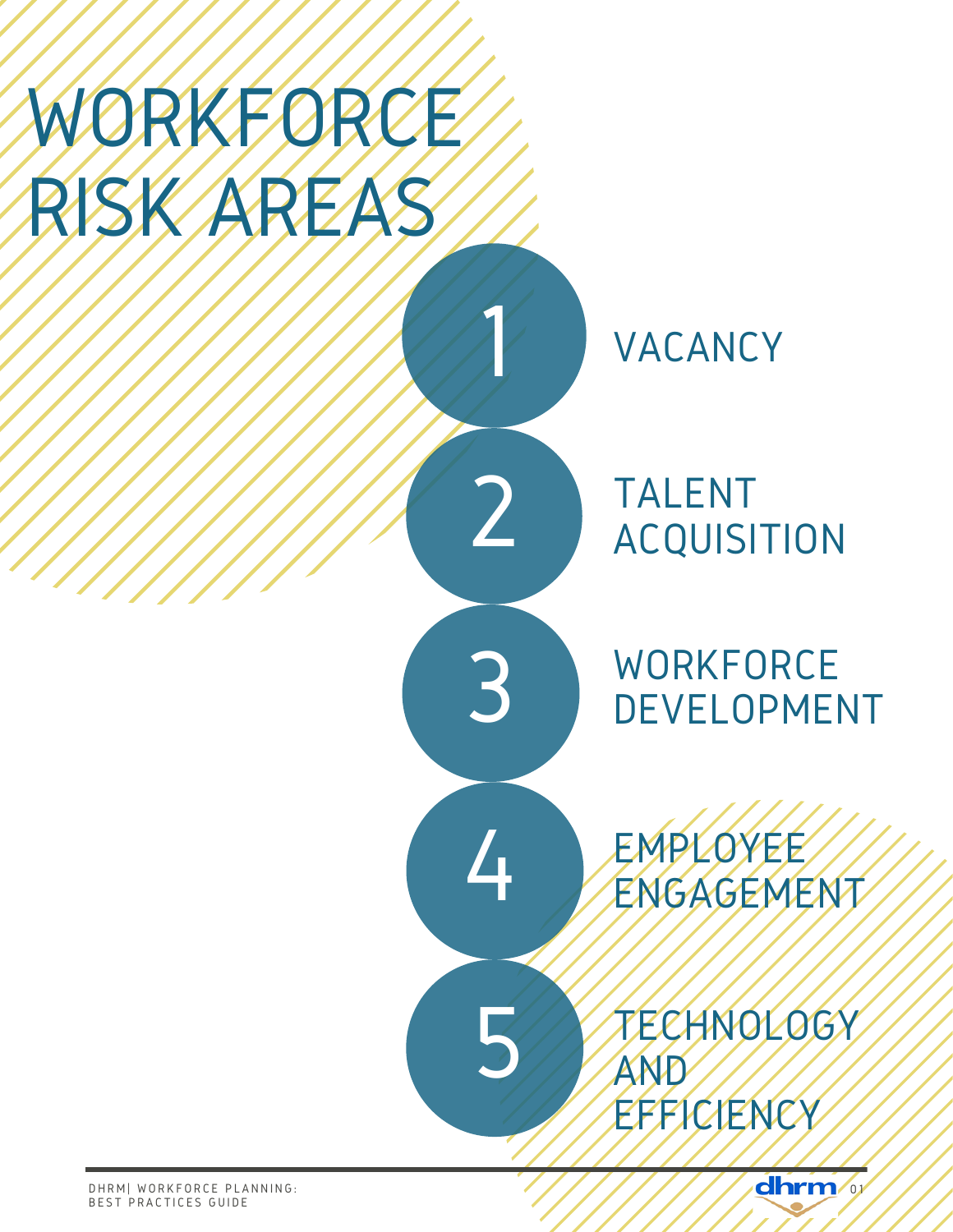# WORKFORCE RISK AREAS

1. VACANCY
2. TALENT ACQUISITION
3. WORKFORCE DEVELOPMENT
4. EMPLOYEE ENGAGEMENT
5. TECHNOLOGY AND EFFICIENCY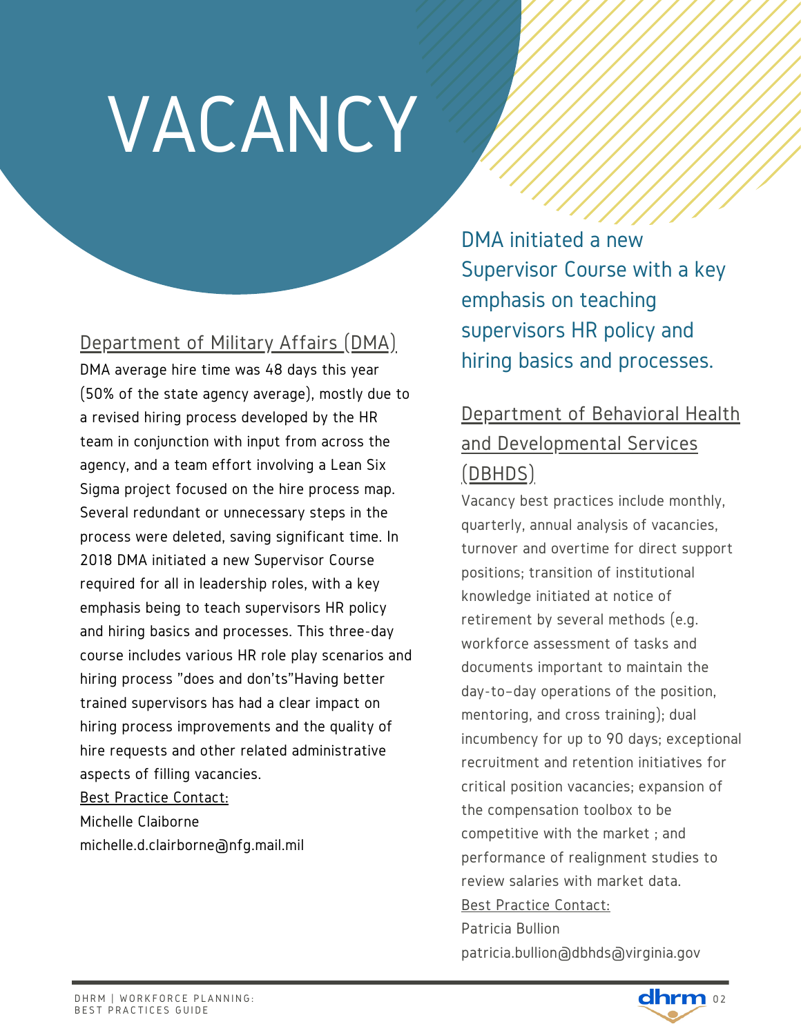# VACANCY

## Department of Military Affairs (DMA)

DMA average hire time was 48 days this year (50% of the state agency average), mostly due to a revised hiring process developed by the HR team in conjunction with input from across the agency, and a team effort involving a Lean Six Sigma project focused on the hire process map. Several redundant or unnecessary steps in the process were deleted, saving significant time. In 2018 DMA initiated a new Supervisor Course required for all in leadership roles, with a key emphasis being to teach supervisors HR policy and hiring basics and processes. This three-day course includes various HR role play scenarios and hiring process "does and don'ts"Having better trained supervisors has had a clear impact on hiring process improvements and the quality of hire requests and other related administrative aspects of filling vacancies.

Best Practice Contact:
Michelle Claiborne
michelle.d.claiborne@nfg.mail.mil

> DMA initiated a new Supervisor Course with a key emphasis on teaching supervisors HR policy and hiring basics and processes.

## Department of Behavioral Health and Developmental Services (DBHDS)

Vacancy best practices include monthly, quarterly, annual analysis of vacancies, turnover and overtime for direct support positions; transition of institutional knowledge initiated at notice of retirement by several methods (e.g. workforce assessment of tasks and documents important to maintain the day-to-day operations of the position, mentoring, and cross training); dual incumbency for up to 90 days; exceptional recruitment and retention initiatives for critical position vacancies; expansion of the compensation toolbox to be competitive with the market ; and performance of realignment studies to review salaries with market data.

Best Practice Contact:
Patricia Bullion
patricia.bullion@dbhds@virginia.gov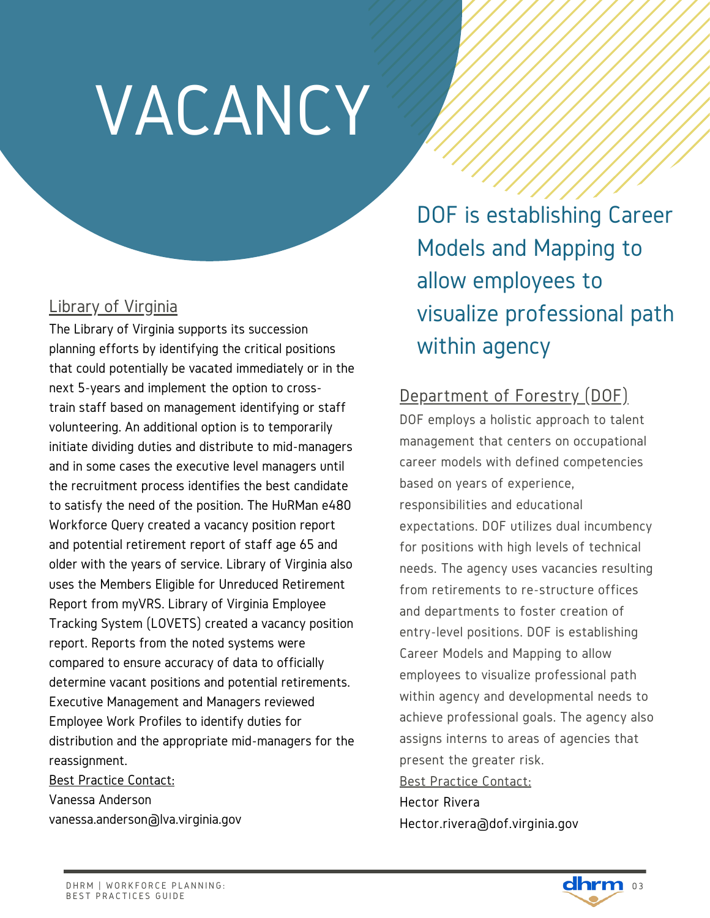# VACANCY

## Library of Virginia

The Library of Virginia supports its succession planning efforts by identifying the critical positions that could potentially be vacated immediately or in the next 5-years and implement the option to cross-train staff based on management identifying or staff volunteering. An additional option is to temporarily initiate dividing duties and distribute to mid-managers and in some cases the executive level managers until the recruitment process identifies the best candidate to satisfy the need of the position. The HuRMan e480 Workforce Query created a vacancy position report and potential retirement report of staff age 65 and older with the years of service. Library of Virginia also uses the Members Eligible for Unreduced Retirement Report from myVRS. Library of Virginia Employee Tracking System (LOVETS) created a vacancy position report. Reports from the noted systems were compared to ensure accuracy of data to officially determine vacant positions and potential retirements. Executive Management and Managers reviewed Employee Work Profiles to identify duties for distribution and the appropriate mid-managers for the reassignment.

Best Practice Contact:
Vanessa Anderson
vanessa.anderson@lva.virginia.gov

> DOF is establishing Career Models and Mapping to allow employees to visualize professional path within agency

## Department of Forestry (DOF)

DOF employs a holistic approach to talent management that centers on occupational career models with defined competencies based on years of experience, responsibilities and educational expectations. DOF utilizes dual incumbency for positions with high levels of technical needs. The agency uses vacancies resulting from retirements to re-structure offices and departments to foster creation of entry-level positions. DOF is establishing Career Models and Mapping to allow employees to visualize professional path within agency and developmental needs to achieve professional goals. The agency also assigns interns to areas of agencies that present the greater risk.

Best Practice Contact:
Hector Rivera
Hector.rivera@dof.virginia.gov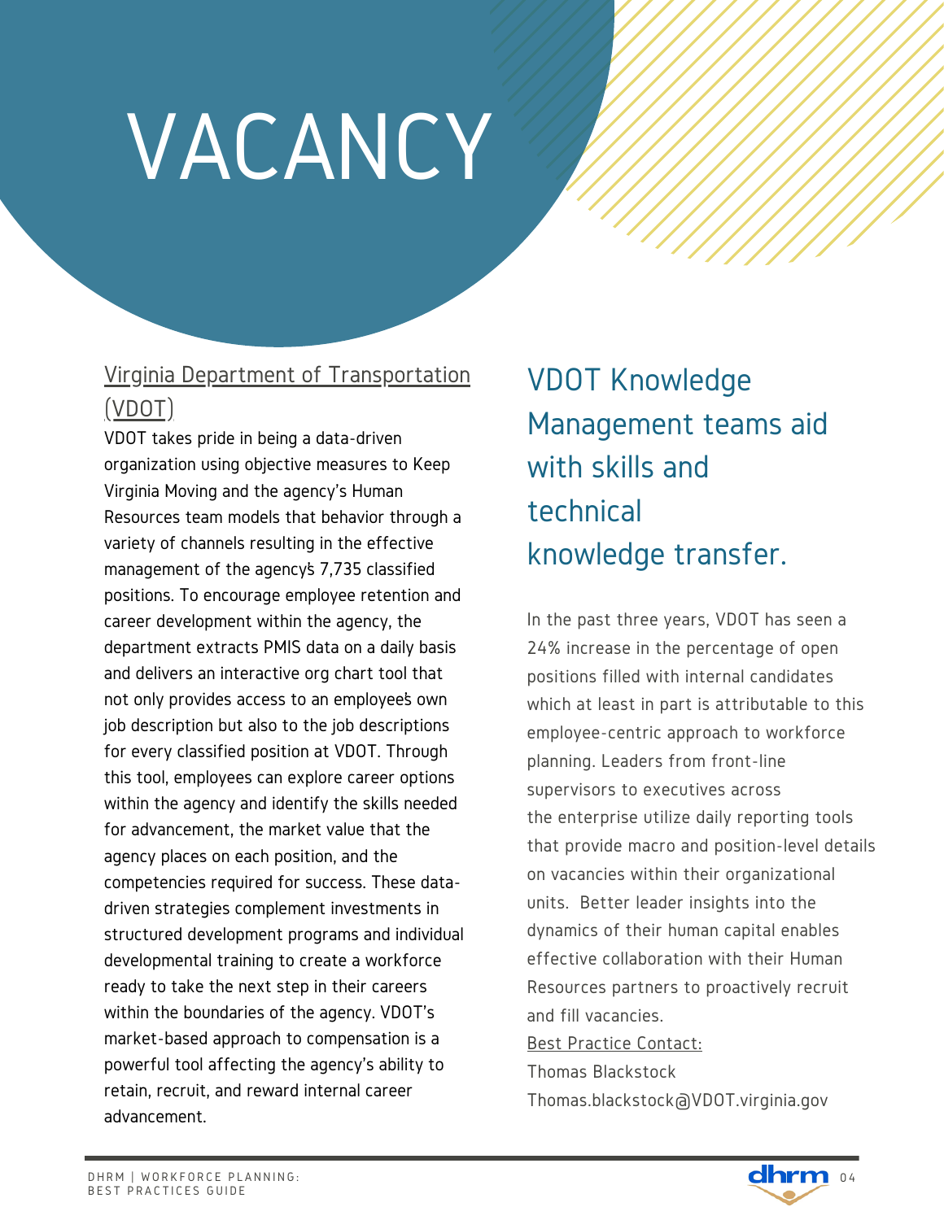# VACANCY

## Virginia Department of Transportation (VDOT)

VDOT takes pride in being a data-driven organization using objective measures to Keep Virginia Moving and the agency's Human Resources team models that behavior through a variety of channels resulting in the effective management of the agency's 7,735 classified positions. To encourage employee retention and career development within the agency, the department extracts PMIS data on a daily basis and delivers an interactive org chart tool that not only provides access to an employee's own job description but also to the job descriptions for every classified position at VDOT. Through this tool, employees can explore career options within the agency and identify the skills needed for advancement, the market value that the agency places on each position, and the competencies required for success. These data-driven strategies complement investments in structured development programs and individual developmental training to create a workforce ready to take the next step in their careers within the boundaries of the agency. VDOT's market-based approach to compensation is a powerful tool affecting the agency's ability to retain, recruit, and reward internal career advancement.

## VDOT Knowledge Management teams aid with skills and technical knowledge transfer.

In the past three years, VDOT has seen a 24% increase in the percentage of open positions filled with internal candidates which at least in part is attributable to this employee-centric approach to workforce planning. Leaders from front-line supervisors to executives across the enterprise utilize daily reporting tools that provide macro and position-level details on vacancies within their organizational units. Better leader insights into the dynamics of their human capital enables effective collaboration with their Human Resources partners to proactively recruit and fill vacancies.

Best Practice Contact:
Thomas Blackstock
Thomas.blackstock@VDOT.virginia.gov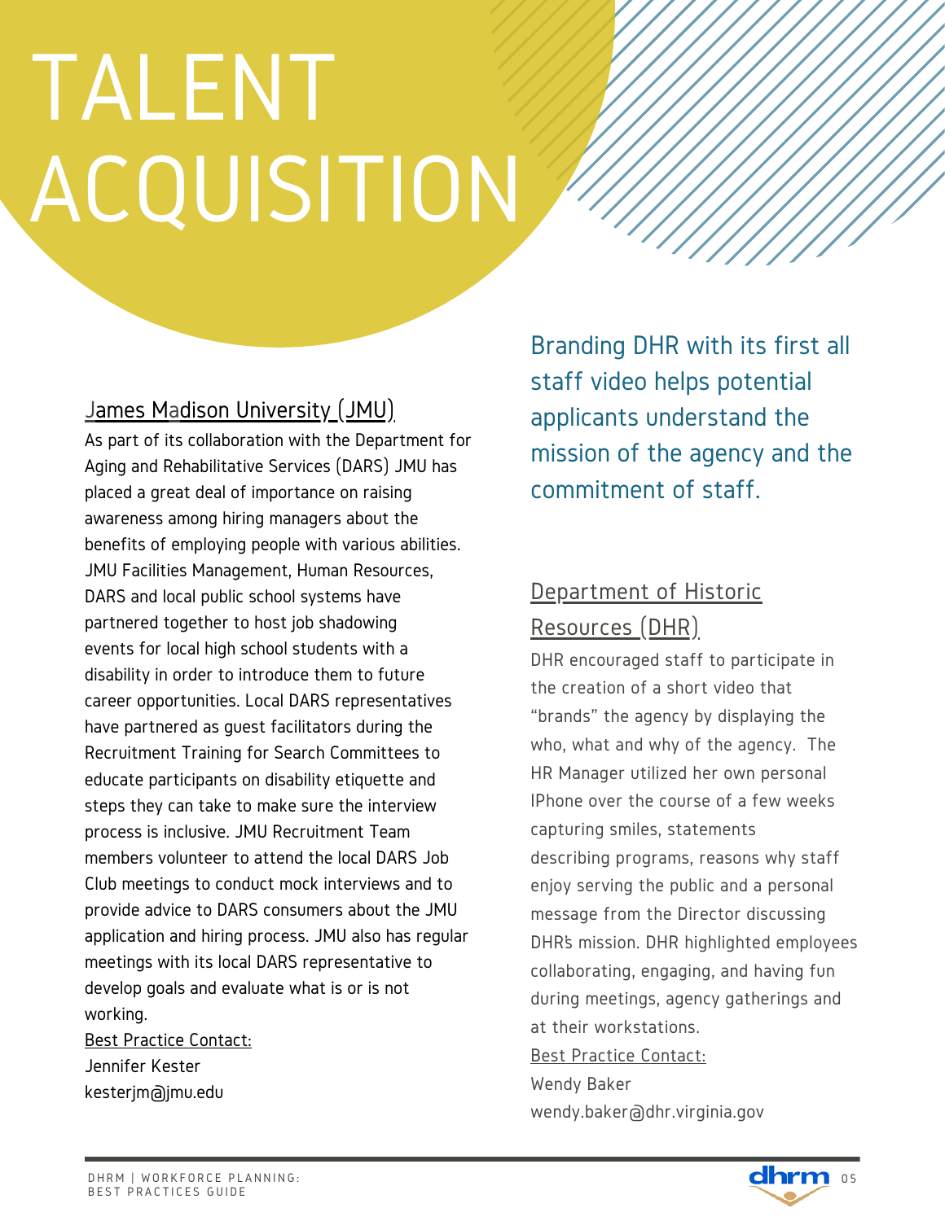# TALENT ACQUISITION

## James Madison University (JMU)

As part of its collaboration with the Department for Aging and Rehabilitative Services (DARS) JMU has placed a great deal of importance on raising awareness among hiring managers about the benefits of employing people with various abilities. JMU Facilities Management, Human Resources, DARS and local public school systems have partnered together to host job shadowing events for local high school students with a disability in order to introduce them to future career opportunities. Local DARS representatives have partnered as guest facilitators during the Recruitment Training for Search Committees to educate participants on disability etiquette and steps they can take to make sure the interview process is inclusive. JMU Recruitment Team members volunteer to attend the local DARS Job Club meetings to conduct mock interviews and to provide advice to DARS consumers about the JMU application and hiring process. JMU also has regular meetings with its local DARS representative to develop goals and evaluate what is or is not working.

Best Practice Contact:
Jennifer Kester
kesterjm@jmu.edu

Branding DHR with its first all staff video helps potential applicants understand the mission of the agency and the commitment of staff.

## Department of Historic Resources (DHR)

DHR encouraged staff to participate in the creation of a short video that "brands" the agency by displaying the who, what and why of the agency. The HR Manager utilized her own personal IPhone over the course of a few weeks capturing smiles, statements describing programs, reasons why staff enjoy serving the public and a personal message from the Director discussing DHR's mission. DHR highlighted employees collaborating, engaging, and having fun during meetings, agency gatherings and at their workstations.

Best Practice Contact:
Wendy Baker
wendy.baker@dhr.virginia.gov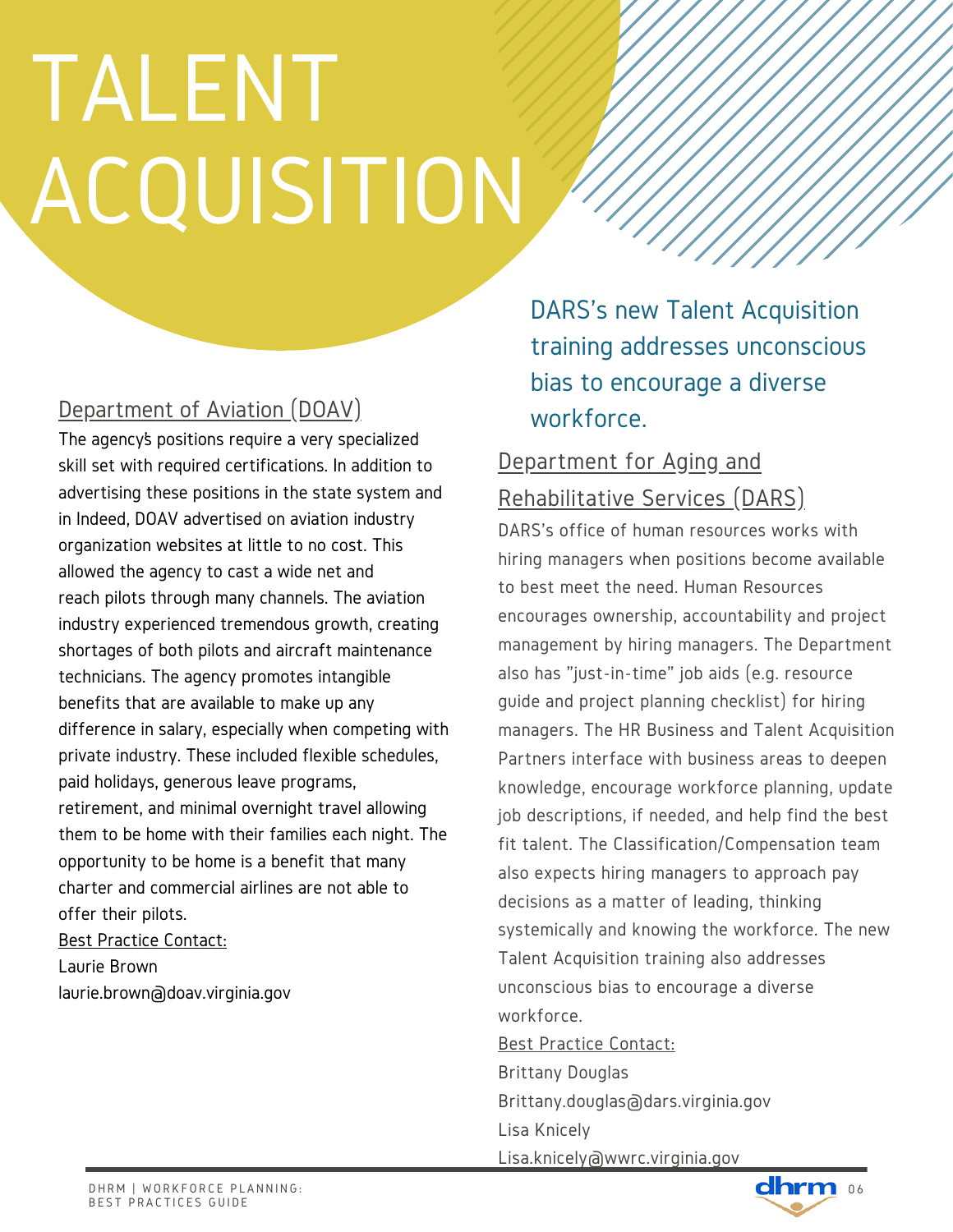# TALENT ACQUISITION

## Department of Aviation (DOAV)

The agency's positions require a very specialized skill set with required certifications. In addition to advertising these positions in the state system and in Indeed, DOAV advertised on aviation industry organization websites at little to no cost. This allowed the agency to cast a wide net and reach pilots through many channels. The aviation industry experienced tremendous growth, creating shortages of both pilots and aircraft maintenance technicians. The agency promotes intangible benefits that are available to make up any difference in salary, especially when competing with private industry. These included flexible schedules, paid holidays, generous leave programs, retirement, and minimal overnight travel allowing them to be home with their families each night. The opportunity to be home is a benefit that many charter and commercial airlines are not able to offer their pilots.

Best Practice Contact:
Laurie Brown
laurie.brown@doav.virginia.gov

> DARS's new Talent Acquisition training addresses unconscious bias to encourage a diverse workforce.

## Department for Aging and Rehabilitative Services (DARS)

DARS's office of human resources works with hiring managers when positions become available to best meet the need. Human Resources encourages ownership, accountability and project management by hiring managers. The Department also has "just-in-time" job aids (e.g. resource guide and project planning checklist) for hiring managers. The HR Business and Talent Acquisition Partners interface with business areas to deepen knowledge, encourage workforce planning, update job descriptions, if needed, and help find the best fit talent. The Classification/Compensation team also expects hiring managers to approach pay decisions as a matter of leading, thinking systemically and knowing the workforce. The new Talent Acquisition training also addresses unconscious bias to encourage a diverse workforce.

Best Practice Contact:
Brittany Douglas
Brittany.douglas@dars.virginia.gov
Lisa Knicely
Lisa.knicely@wwrc.virginia.gov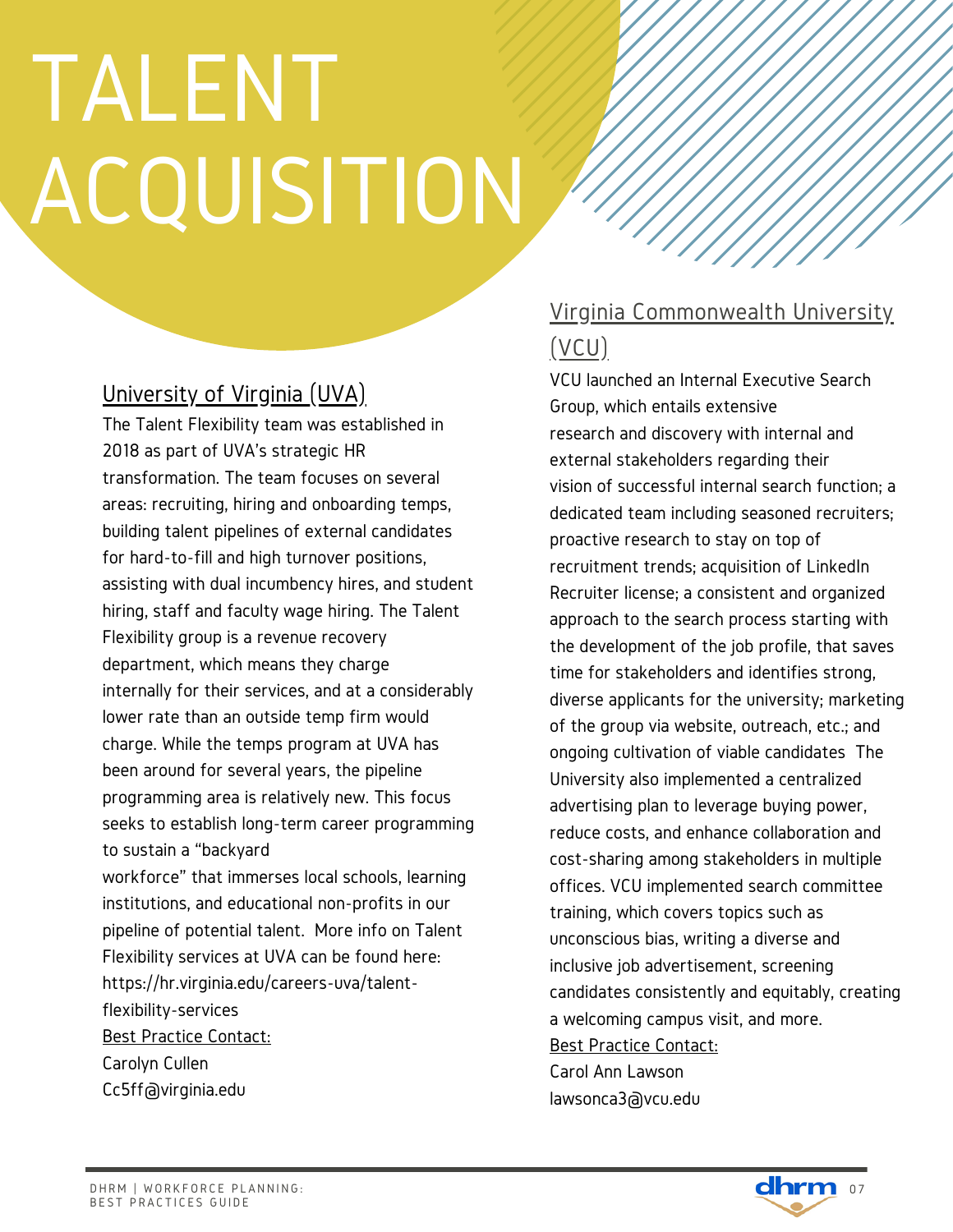# TALENT ACQUISITION

## University of Virginia (UVA)

The Talent Flexibility team was established in 2018 as part of UVA's strategic HR transformation. The team focuses on several areas: recruiting, hiring and onboarding temps, building talent pipelines of external candidates for hard-to-fill and high turnover positions, assisting with dual incumbency hires, and student hiring, staff and faculty wage hiring. The Talent Flexibility group is a revenue recovery department, which means they charge internally for their services, and at a considerably lower rate than an outside temp firm would charge. While the temps program at UVA has been around for several years, the pipeline programming area is relatively new. This focus seeks to establish long-term career programming to sustain a "backyard workforce" that immerses local schools, learning institutions, and educational non-profits in our pipeline of potential talent. More info on Talent Flexibility services at UVA can be found here: https://hr.virginia.edu/careers-uva/talent-flexibility-services

Best Practice Contact:
Carolyn Cullen
Cc5ff@virginia.edu

## Virginia Commonwealth University (VCU)

VCU launched an Internal Executive Search Group, which entails extensive research and discovery with internal and external stakeholders regarding their vision of successful internal search function; a dedicated team including seasoned recruiters; proactive research to stay on top of recruitment trends; acquisition of LinkedIn Recruiter license; a consistent and organized approach to the search process starting with the development of the job profile, that saves time for stakeholders and identifies strong, diverse applicants for the university; marketing of the group via website, outreach, etc.; and ongoing cultivation of viable candidates The University also implemented a centralized advertising plan to leverage buying power, reduce costs, and enhance collaboration and cost-sharing among stakeholders in multiple offices. VCU implemented search committee training, which covers topics such as unconscious bias, writing a diverse and inclusive job advertisement, screening candidates consistently and equitably, creating a welcoming campus visit, and more.

Best Practice Contact:
Carol Ann Lawson
lawsonca3@vcu.edu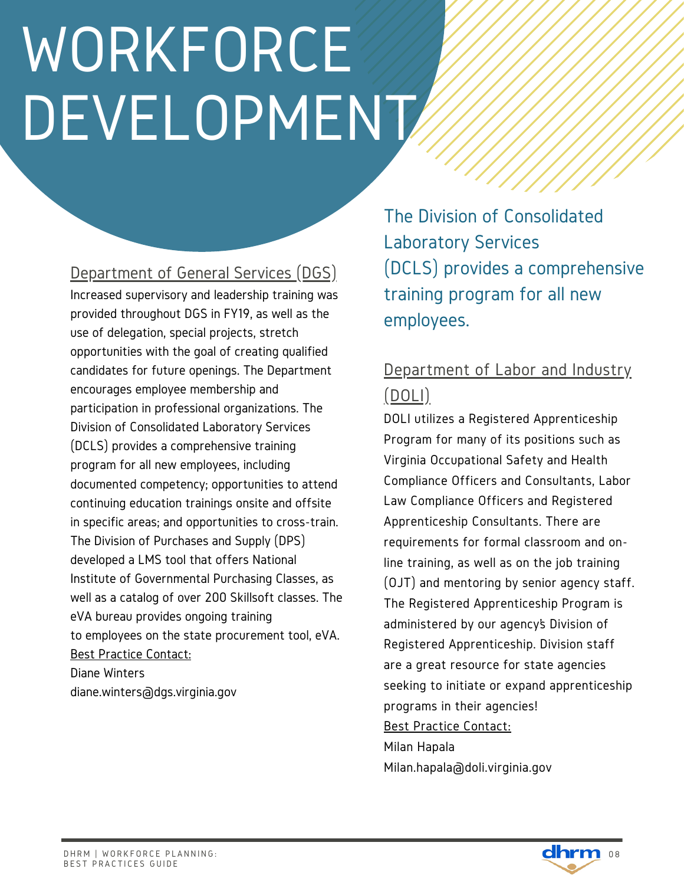# WORKFORCE DEVELOPMENT

## Department of General Services (DGS)

Increased supervisory and leadership training was provided throughout DGS in FY19, as well as the use of delegation, special projects, stretch opportunities with the goal of creating qualified candidates for future openings. The Department encourages employee membership and participation in professional organizations. The Division of Consolidated Laboratory Services (DCLS) provides a comprehensive training program for all new employees, including documented competency; opportunities to attend continuing education trainings onsite and offsite in specific areas; and opportunities to cross-train. The Division of Purchases and Supply (DPS) developed a LMS tool that offers National Institute of Governmental Purchasing Classes, as well as a catalog of over 200 Skillsoft classes. The eVA bureau provides ongoing training to employees on the state procurement tool, eVA.

Best Practice Contact:
Diane Winters
diane.winters@dgs.virginia.gov

> The Division of Consolidated Laboratory Services (DCLS) provides a comprehensive training program for all new employees.

## Department of Labor and Industry (DOLI)

DOLI utilizes a Registered Apprenticeship Program for many of its positions such as Virginia Occupational Safety and Health Compliance Officers and Consultants, Labor Law Compliance Officers and Registered Apprenticeship Consultants. There are requirements for formal classroom and on-line training, as well as on the job training (OJT) and mentoring by senior agency staff. The Registered Apprenticeship Program is administered by our agency's Division of Registered Apprenticeship. Division staff are a great resource for state agencies seeking to initiate or expand apprenticeship programs in their agencies!

Best Practice Contact:
Milan Hapala
Milan.hapala@doli.virginia.gov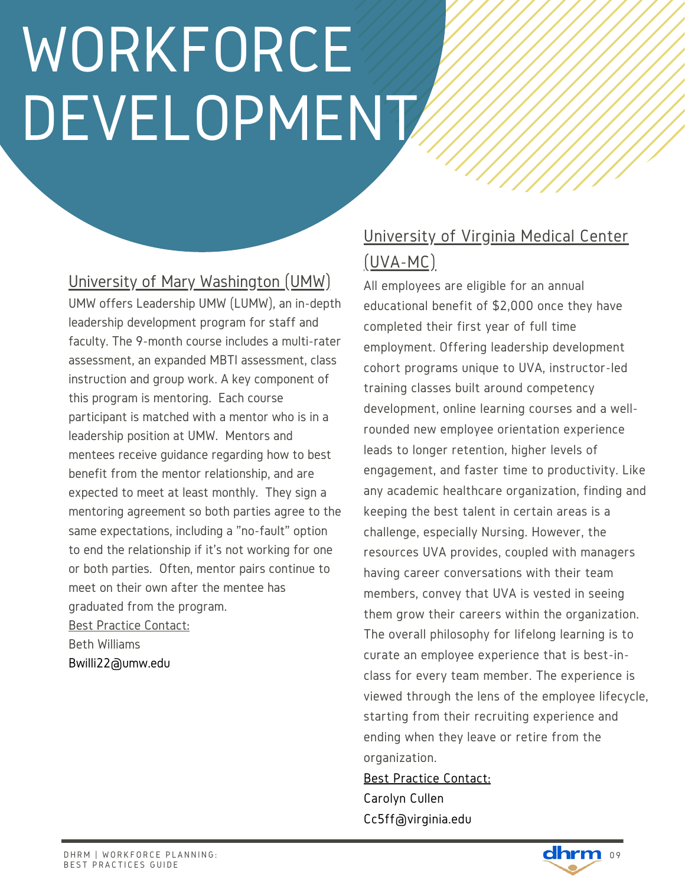# WORKFORCE DEVELOPMENT

## University of Mary Washington (UMW)

UMW offers Leadership UMW (LUMW), an in-depth leadership development program for staff and faculty. The 9-month course includes a multi-rater assessment, an expanded MBTI assessment, class instruction and group work. A key component of this program is mentoring. Each course participant is matched with a mentor who is in a leadership position at UMW. Mentors and mentees receive guidance regarding how to best benefit from the mentor relationship, and are expected to meet at least monthly. They sign a mentoring agreement so both parties agree to the same expectations, including a "no-fault" option to end the relationship if it's not working for one or both parties. Often, mentor pairs continue to meet on their own after the mentee has graduated from the program.

Best Practice Contact:
Beth Williams
Bwilli22@umw.edu

## University of Virginia Medical Center (UVA-MC)

All employees are eligible for an annual educational benefit of $2,000 once they have completed their first year of full time employment. Offering leadership development cohort programs unique to UVA, instructor-led training classes built around competency development, online learning courses and a well-rounded new employee orientation experience leads to longer retention, higher levels of engagement, and faster time to productivity. Like any academic healthcare organization, finding and keeping the best talent in certain areas is a challenge, especially Nursing. However, the resources UVA provides, coupled with managers having career conversations with their team members, convey that UVA is vested in seeing them grow their careers within the organization. The overall philosophy for lifelong learning is to curate an employee experience that is best-in-class for every team member. The experience is viewed through the lens of the employee lifecycle, starting from their recruiting experience and ending when they leave or retire from the organization.

Best Practice Contact:
Carolyn Cullen
Cc5ff@virginia.edu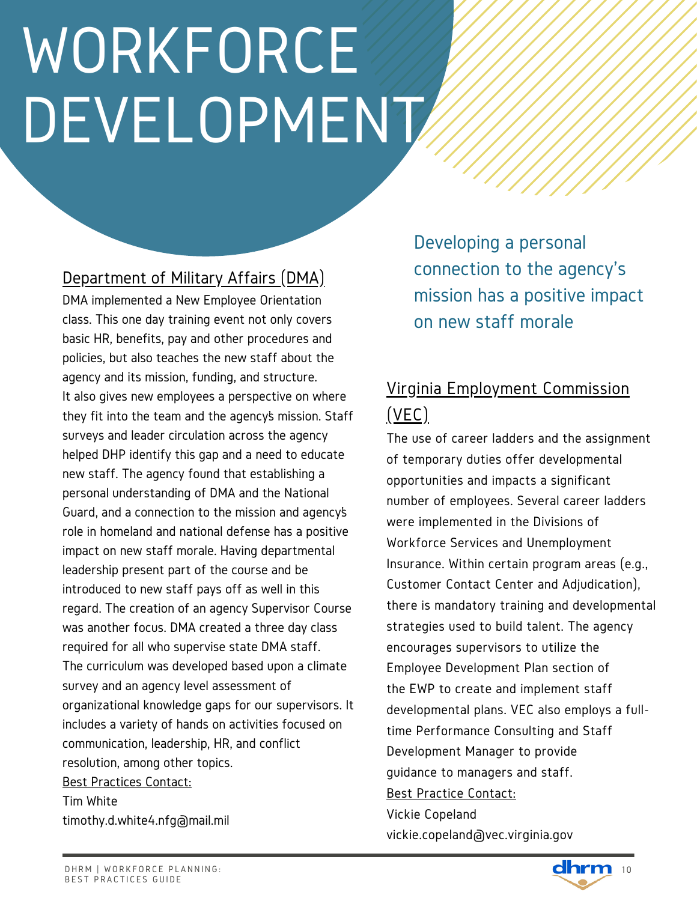# WORKFORCE DEVELOPMENT

## Department of Military Affairs (DMA)

DMA implemented a New Employee Orientation class. This one day training event not only covers basic HR, benefits, pay and other procedures and policies, but also teaches the new staff about the agency and its mission, funding, and structure. It also gives new employees a perspective on where they fit into the team and the agency's mission. Staff surveys and leader circulation across the agency helped DHP identify this gap and a need to educate new staff. The agency found that establishing a personal understanding of DMA and the National Guard, and a connection to the mission and agency's role in homeland and national defense has a positive impact on new staff morale. Having departmental leadership present part of the course and be introduced to new staff pays off as well in this regard. The creation of an agency Supervisor Course was another focus. DMA created a three day class required for all who supervise state DMA staff. The curriculum was developed based upon a climate survey and an agency level assessment of organizational knowledge gaps for our supervisors. It includes a variety of hands on activities focused on communication, leadership, HR, and conflict resolution, among other topics.

Best Practices Contact:
Tim White
timothy.d.white4.nfg@mail.mil

> Developing a personal connection to the agency's mission has a positive impact on new staff morale

## Virginia Employment Commission (VEC)

The use of career ladders and the assignment of temporary duties offer developmental opportunities and impacts a significant number of employees. Several career ladders were implemented in the Divisions of Workforce Services and Unemployment Insurance. Within certain program areas (e.g., Customer Contact Center and Adjudication), there is mandatory training and developmental strategies used to build talent. The agency encourages supervisors to utilize the Employee Development Plan section of the EWP to create and implement staff developmental plans. VEC also employs a full-time Performance Consulting and Staff Development Manager to provide guidance to managers and staff.

Best Practice Contact:
Vickie Copeland
vickie.copeland@vec.virginia.gov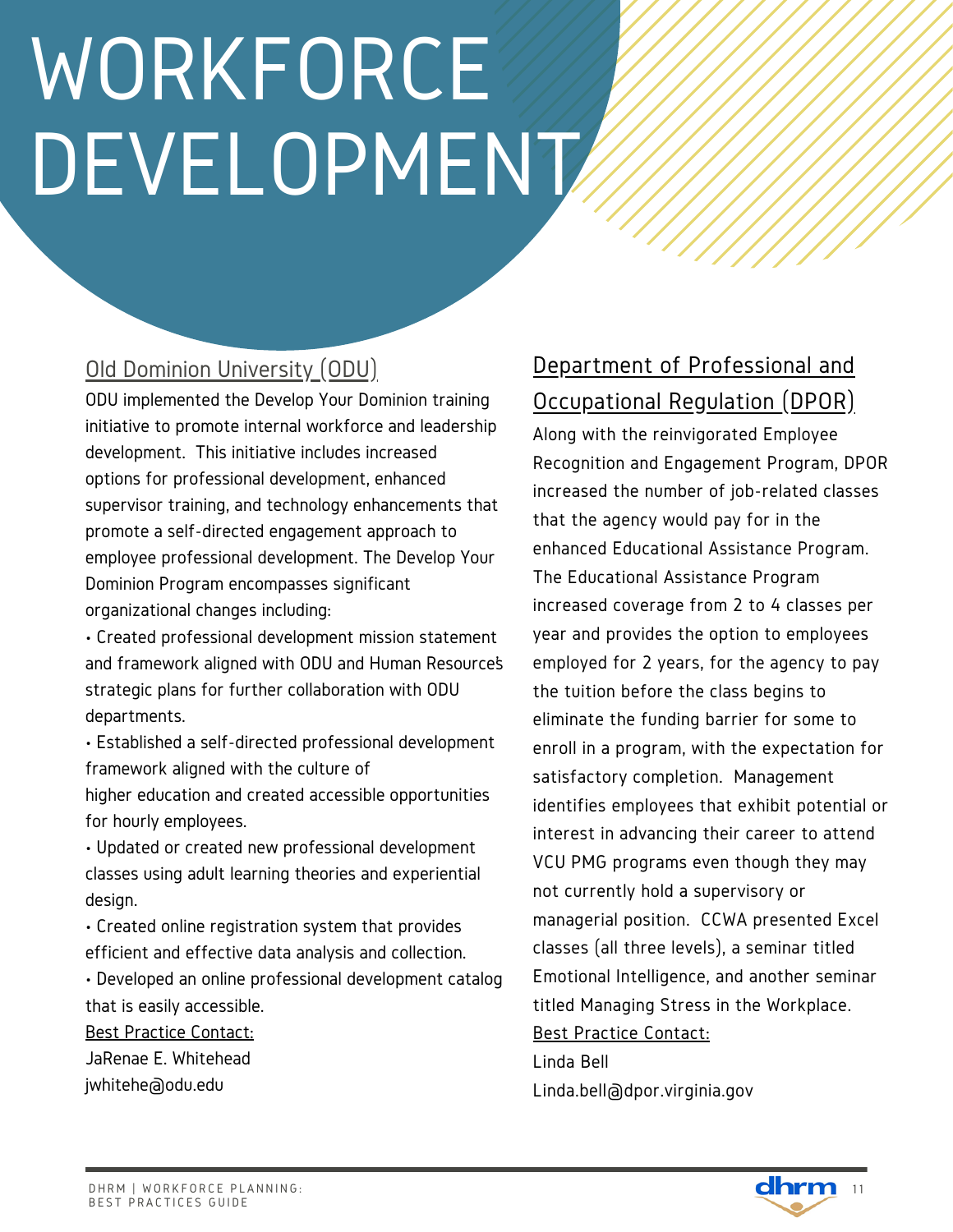# WORKFORCE DEVELOPMENT

## Old Dominion University (ODU)

ODU implemented the Develop Your Dominion training initiative to promote internal workforce and leadership development. This initiative includes increased options for professional development, enhanced supervisor training, and technology enhancements that promote a self-directed engagement approach to employee professional development. The Develop Your Dominion Program encompasses significant organizational changes including:

- Created professional development mission statement and framework aligned with ODU and Human Resources' strategic plans for further collaboration with ODU departments.
- Established a self-directed professional development framework aligned with the culture of higher education and created accessible opportunities for hourly employees.
- Updated or created new professional development classes using adult learning theories and experiential design.
- Created online registration system that provides efficient and effective data analysis and collection.
- Developed an online professional development catalog that is easily accessible.

Best Practice Contact:
JaRenae E. Whitehead
jwhitehe@odu.edu

## Department of Professional and Occupational Regulation (DPOR)

Along with the reinvigorated Employee Recognition and Engagement Program, DPOR increased the number of job-related classes that the agency would pay for in the enhanced Educational Assistance Program. The Educational Assistance Program increased coverage from 2 to 4 classes per year and provides the option to employees employed for 2 years, for the agency to pay the tuition before the class begins to eliminate the funding barrier for some to enroll in a program, with the expectation for satisfactory completion. Management identifies employees that exhibit potential or interest in advancing their career to attend VCU PMG programs even though they may not currently hold a supervisory or managerial position. CCWA presented Excel classes (all three levels), a seminar titled Emotional Intelligence, and another seminar titled Managing Stress in the Workplace.

Best Practice Contact:
Linda Bell
Linda.bell@dpor.virginia.gov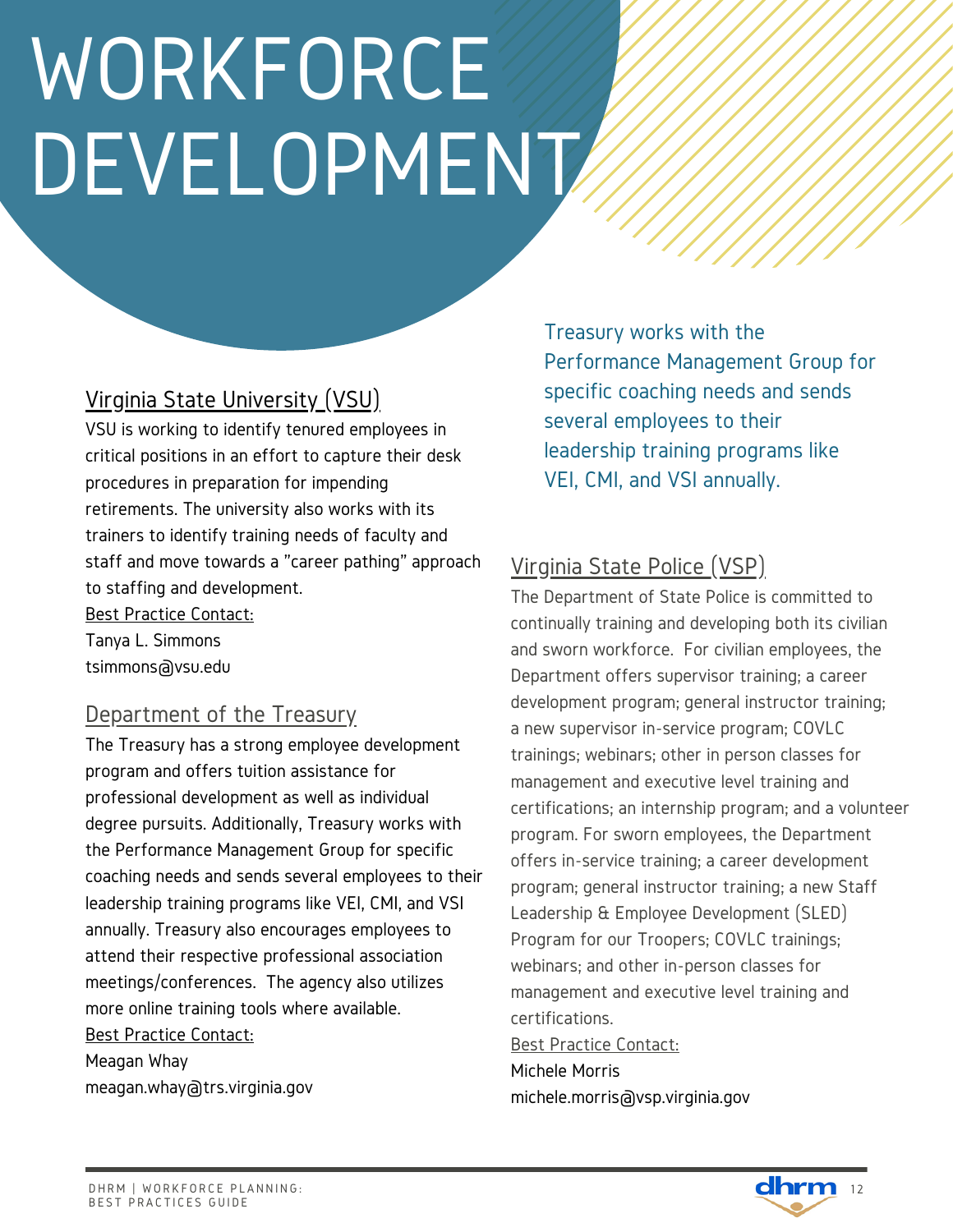# WORKFORCE DEVELOPMENT

## Virginia State University (VSU)

VSU is working to identify tenured employees in critical positions in an effort to capture their desk procedures in preparation for impending retirements. The university also works with its trainers to identify training needs of faculty and staff and move towards a "career pathing" approach to staffing and development.

Best Practice Contact:
Tanya L. Simmons
tsimmons@vsu.edu

## Department of the Treasury

The Treasury has a strong employee development program and offers tuition assistance for professional development as well as individual degree pursuits. Additionally, Treasury works with the Performance Management Group for specific coaching needs and sends several employees to their leadership training programs like VEI, CMI, and VSI annually. Treasury also encourages employees to attend their respective professional association meetings/conferences. The agency also utilizes more online training tools where available.

Best Practice Contact:
Meagan Whay
meagan.whay@trs.virginia.gov

> Treasury works with the Performance Management Group for specific coaching needs and sends several employees to their leadership training programs like VEI, CMI, and VSI annually.

## Virginia State Police (VSP)

The Department of State Police is committed to continually training and developing both its civilian and sworn workforce. For civilian employees, the Department offers supervisor training; a career development program; general instructor training; a new supervisor in-service program; COVLC trainings; webinars; other in person classes for management and executive level training and certifications; an internship program; and a volunteer program. For sworn employees, the Department offers in-service training; a career development program; general instructor training; a new Staff Leadership & Employee Development (SLED) Program for our Troopers; COVLC trainings; webinars; and other in-person classes for management and executive level training and certifications.

Best Practice Contact:
Michele Morris
michele.morris@vsp.virginia.gov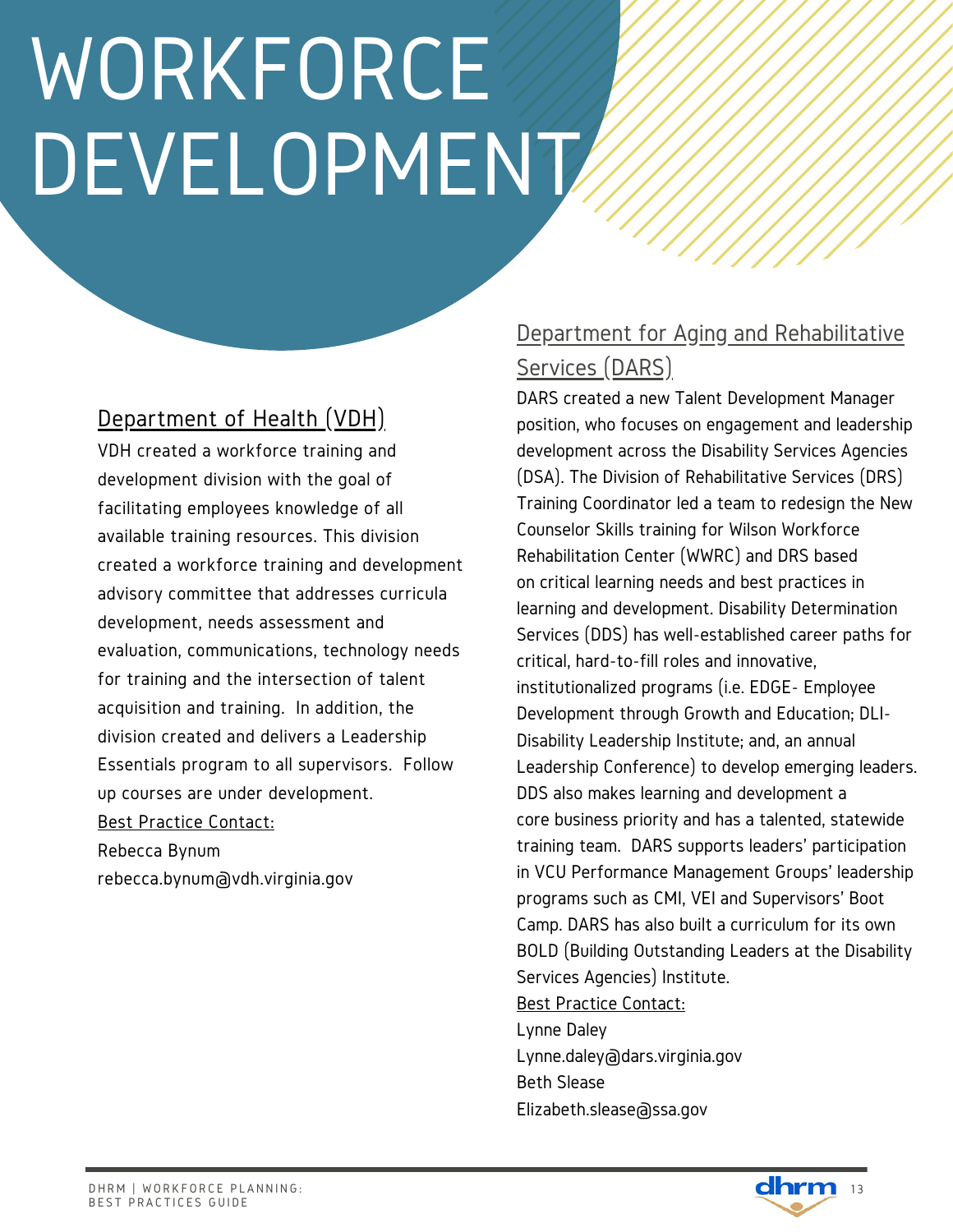# WORKFORCE DEVELOPMENT

## Department of Health (VDH)

VDH created a workforce training and development division with the goal of facilitating employees knowledge of all available training resources. This division created a workforce training and development advisory committee that addresses curricula development, needs assessment and evaluation, communications, technology needs for training and the intersection of talent acquisition and training. In addition, the division created and delivers a Leadership Essentials program to all supervisors. Follow up courses are under development.

Best Practice Contact:
Rebecca Bynum
rebecca.bynum@vdh.virginia.gov

## Department for Aging and Rehabilitative Services (DARS)

DARS created a new Talent Development Manager position, who focuses on engagement and leadership development across the Disability Services Agencies (DSA). The Division of Rehabilitative Services (DRS) Training Coordinator led a team to redesign the New Counselor Skills training for Wilson Workforce Rehabilitation Center (WWRC) and DRS based on critical learning needs and best practices in learning and development. Disability Determination Services (DDS) has well-established career paths for critical, hard-to-fill roles and innovative, institutionalized programs (i.e. EDGE- Employee Development through Growth and Education; DLI- Disability Leadership Institute; and, an annual Leadership Conference) to develop emerging leaders. DDS also makes learning and development a core business priority and has a talented, statewide training team. DARS supports leaders' participation in VCU Performance Management Groups' leadership programs such as CMI, VEI and Supervisors' Boot Camp. DARS has also built a curriculum for its own BOLD (Building Outstanding Leaders at the Disability Services Agencies) Institute.

Best Practice Contact:
Lynne Daley
Lynne.daley@dars.virginia.gov
Beth Slease
Elizabeth.slease@ssa.gov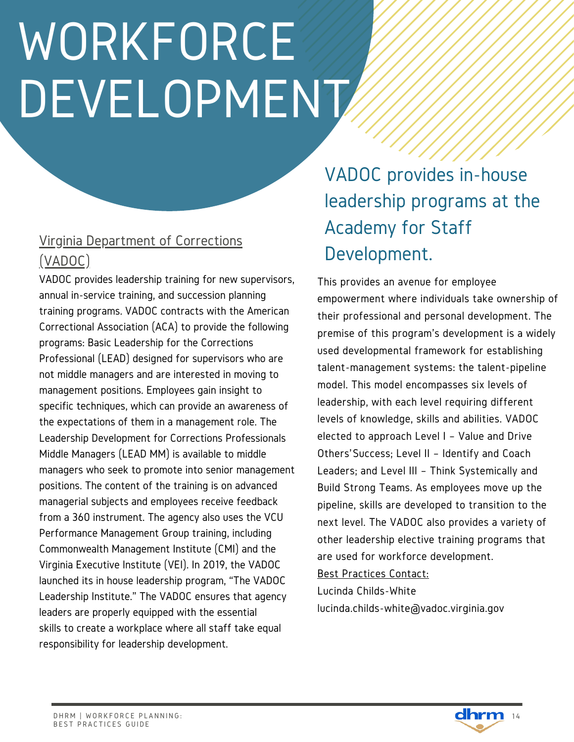# WORKFORCE DEVELOPMENT

## Virginia Department of Corrections (VADOC)

VADOC provides leadership training for new supervisors, annual in-service training, and succession planning training programs. VADOC contracts with the American Correctional Association (ACA) to provide the following programs: Basic Leadership for the Corrections Professional (LEAD) designed for supervisors who are not middle managers and are interested in moving to management positions. Employees gain insight to specific techniques, which can provide an awareness of the expectations of them in a management role. The Leadership Development for Corrections Professionals Middle Managers (LEAD MM) is available to middle managers who seek to promote into senior management positions. The content of the training is on advanced managerial subjects and employees receive feedback from a 360 instrument. The agency also uses the VCU Performance Management Group training, including Commonwealth Management Institute (CMI) and the Virginia Executive Institute (VEI). In 2019, the VADOC launched its in house leadership program, "The VADOC Leadership Institute." The VADOC ensures that agency leaders are properly equipped with the essential skills to create a workplace where all staff take equal responsibility for leadership development.

## VADOC provides in-house leadership programs at the Academy for Staff Development.

This provides an avenue for employee empowerment where individuals take ownership of their professional and personal development. The premise of this program's development is a widely used developmental framework for establishing talent-management systems: the talent-pipeline model. This model encompasses six levels of leadership, with each level requiring different levels of knowledge, skills and abilities. VADOC elected to approach Level I – Value and Drive Others' Success; Level II – Identify and Coach Leaders; and Level III – Think Systemically and Build Strong Teams. As employees move up the pipeline, skills are developed to transition to the next level. The VADOC also provides a variety of other leadership elective training programs that are used for workforce development.

Best Practices Contact:
Lucinda Childs-White
lucinda.childs-white@vadoc.virginia.gov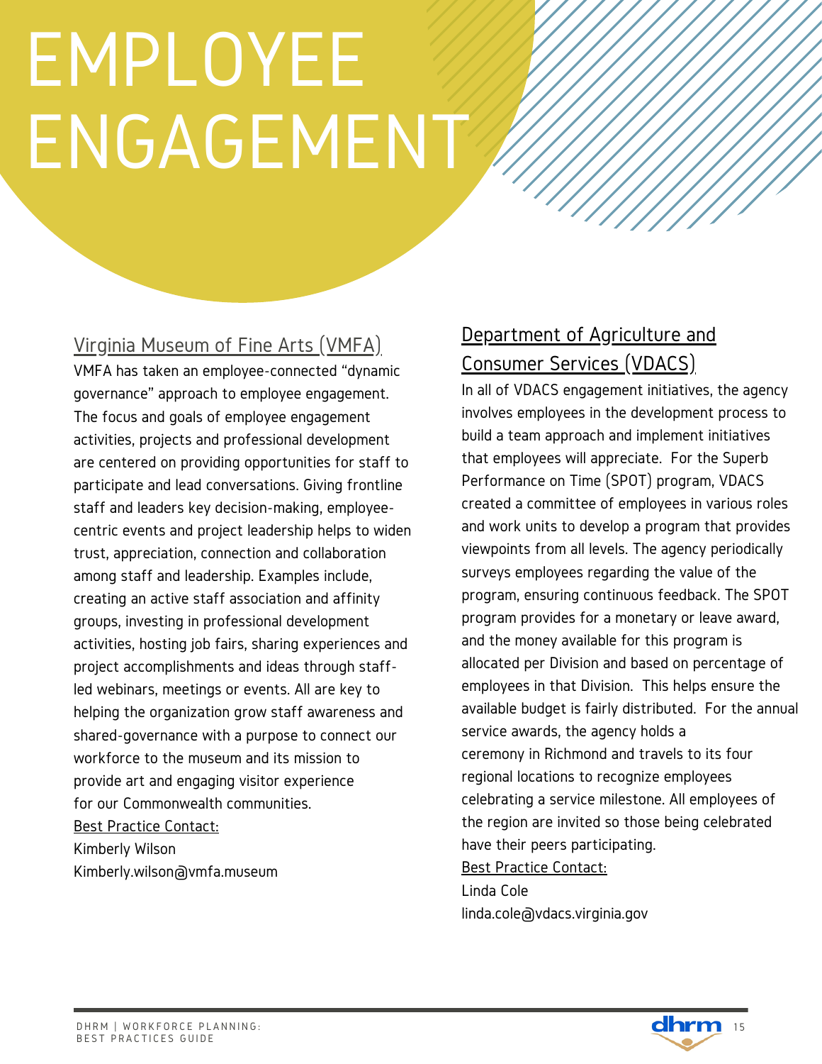# EMPLOYEE ENGAGEMENT

## Virginia Museum of Fine Arts (VMFA)

VMFA has taken an employee-connected “dynamic governance” approach to employee engagement. The focus and goals of employee engagement activities, projects and professional development are centered on providing opportunities for staff to participate and lead conversations. Giving frontline staff and leaders key decision-making, employee-centric events and project leadership helps to widen trust, appreciation, connection and collaboration among staff and leadership. Examples include, creating an active staff association and affinity groups, investing in professional development activities, hosting job fairs, sharing experiences and project accomplishments and ideas through staff-led webinars, meetings or events. All are key to helping the organization grow staff awareness and shared-governance with a purpose to connect our workforce to the museum and its mission to provide art and engaging visitor experience for our Commonwealth communities.

Best Practice Contact:
Kimberly Wilson
Kimberly.wilson@vmfa.museum

## Department of Agriculture and Consumer Services (VDACS)

In all of VDACS engagement initiatives, the agency involves employees in the development process to build a team approach and implement initiatives that employees will appreciate. For the Superb Performance on Time (SPOT) program, VDACS created a committee of employees in various roles and work units to develop a program that provides viewpoints from all levels. The agency periodically surveys employees regarding the value of the program, ensuring continuous feedback. The SPOT program provides for a monetary or leave award, and the money available for this program is allocated per Division and based on percentage of employees in that Division. This helps ensure the available budget is fairly distributed. For the annual service awards, the agency holds a ceremony in Richmond and travels to its four regional locations to recognize employees celebrating a service milestone. All employees of the region are invited so those being celebrated have their peers participating.

Best Practice Contact:
Linda Cole
linda.cole@vdacs.virginia.gov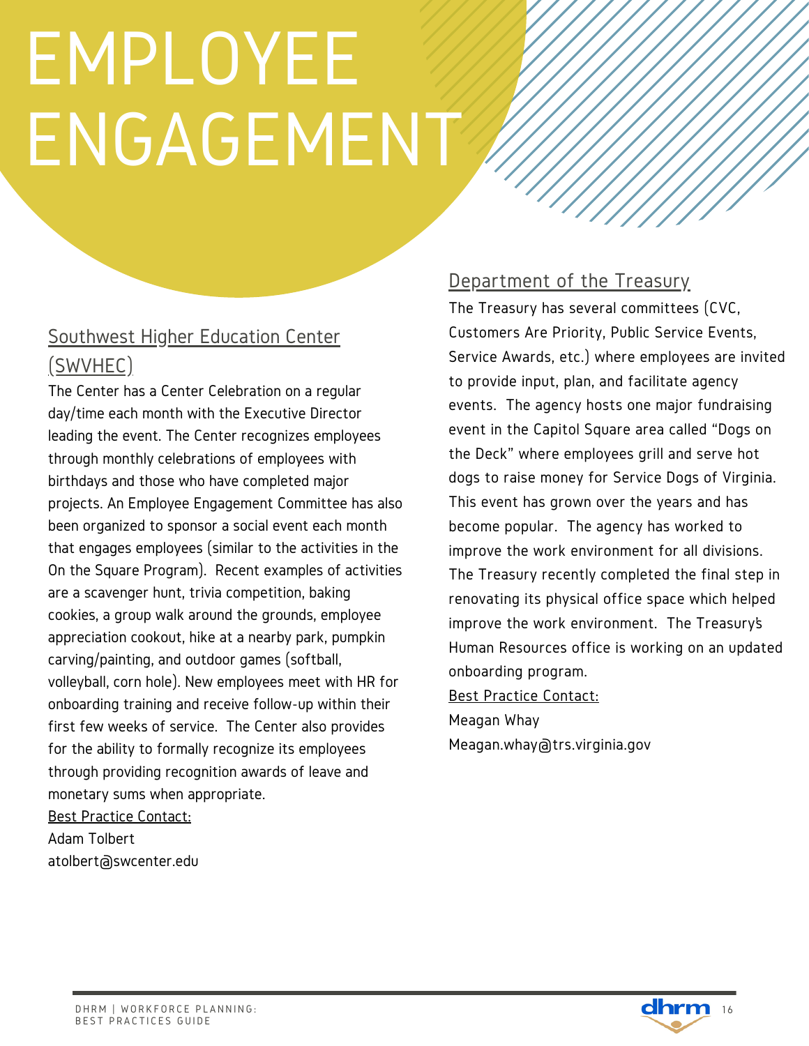# EMPLOYEE ENGAGEMENT

## Southwest Higher Education Center (SWVHEC)

The Center has a Center Celebration on a regular day/time each month with the Executive Director leading the event. The Center recognizes employees through monthly celebrations of employees with birthdays and those who have completed major projects. An Employee Engagement Committee has also been organized to sponsor a social event each month that engages employees (similar to the activities in the On the Square Program). Recent examples of activities are a scavenger hunt, trivia competition, baking cookies, a group walk around the grounds, employee appreciation cookout, hike at a nearby park, pumpkin carving/painting, and outdoor games (softball, volleyball, corn hole). New employees meet with HR for onboarding training and receive follow-up within their first few weeks of service. The Center also provides for the ability to formally recognize its employees through providing recognition awards of leave and monetary sums when appropriate.

Best Practice Contact:
Adam Tolbert
atolbert@swcenter.edu

## Department of the Treasury

The Treasury has several committees (CVC, Customers Are Priority, Public Service Events, Service Awards, etc.) where employees are invited to provide input, plan, and facilitate agency events. The agency hosts one major fundraising event in the Capitol Square area called "Dogs on the Deck" where employees grill and serve hot dogs to raise money for Service Dogs of Virginia. This event has grown over the years and has become popular. The agency has worked to improve the work environment for all divisions. The Treasury recently completed the final step in renovating its physical office space which helped improve the work environment. The Treasury's Human Resources office is working on an updated onboarding program.

Best Practice Contact:
Meagan Whay
Meagan.whay@trs.virginia.gov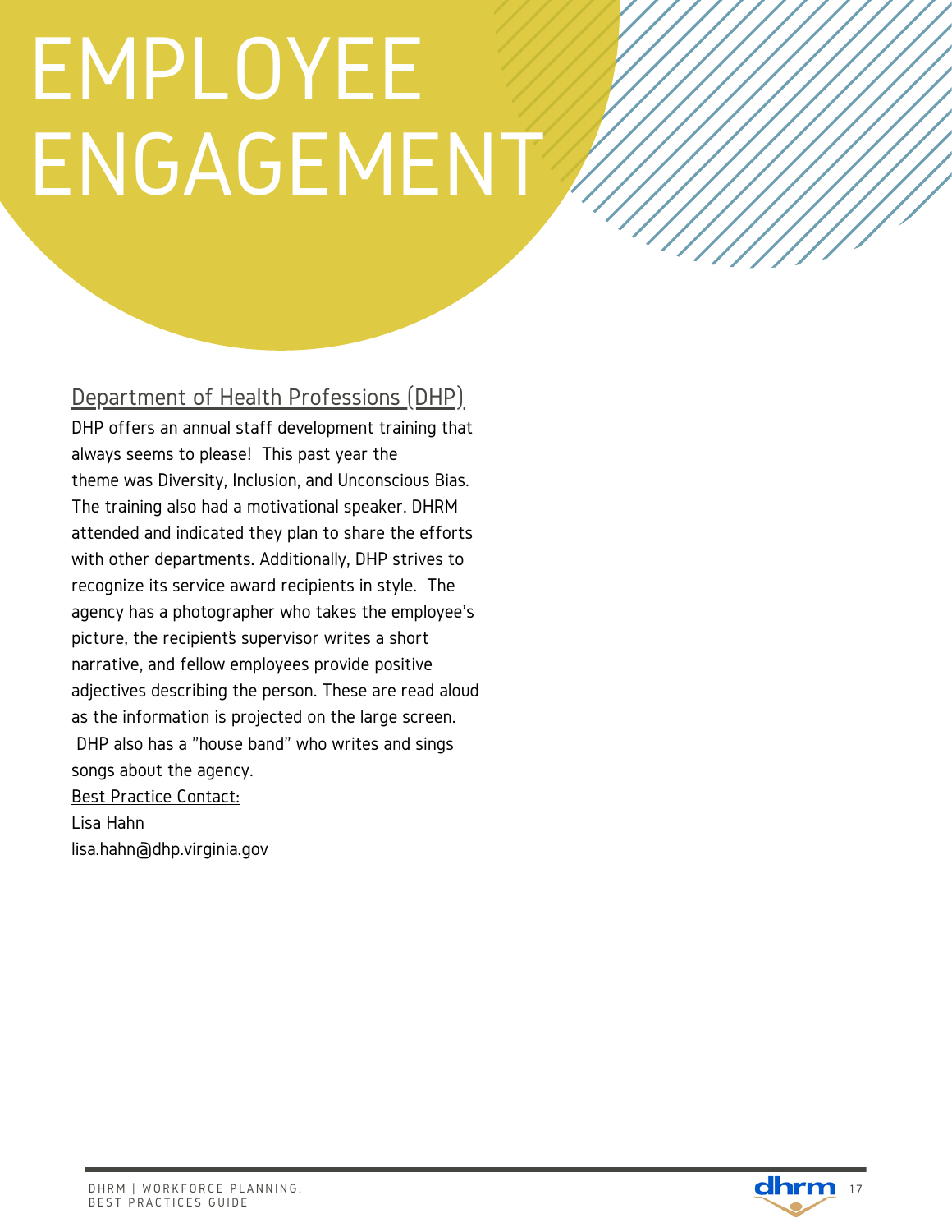# EMPLOYEE ENGAGEMENT

## Department of Health Professions (DHP)

DHP offers an annual staff development training that always seems to please! This past year the theme was Diversity, Inclusion, and Unconscious Bias. The training also had a motivational speaker. DHRM attended and indicated they plan to share the efforts with other departments. Additionally, DHP strives to recognize its service award recipients in style. The agency has a photographer who takes the employee's picture, the recipient's supervisor writes a short narrative, and fellow employees provide positive adjectives describing the person. These are read aloud as the information is projected on the large screen. DHP also has a "house band" who writes and sings songs about the agency.

Best Practice Contact:
Lisa Hahn
lisa.hahn@dhp.virginia.gov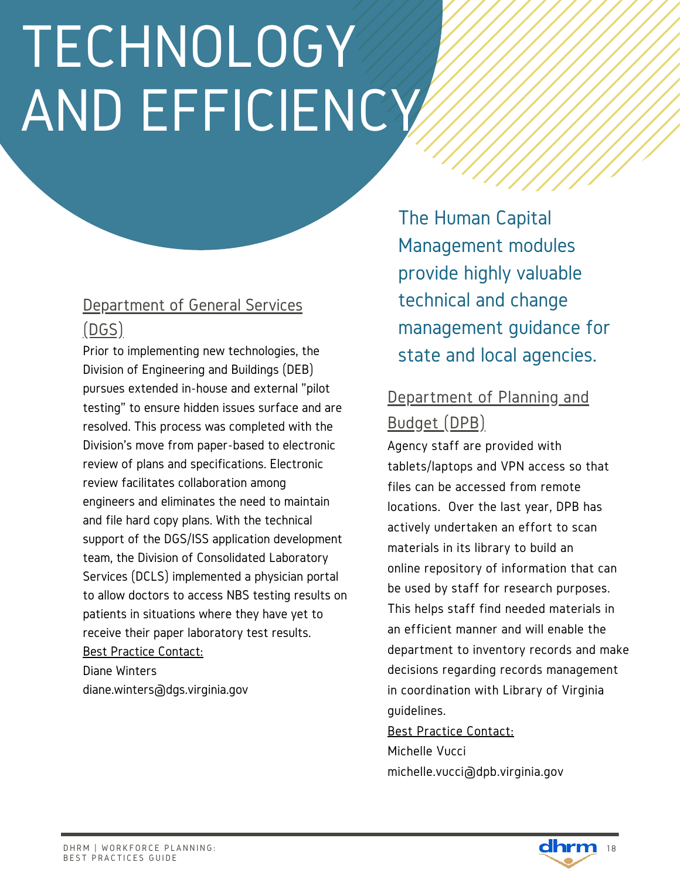# TECHNOLOGY AND EFFICIENCY

## Department of General Services (DGS)

Prior to implementing new technologies, the Division of Engineering and Buildings (DEB) pursues extended in-house and external "pilot testing" to ensure hidden issues surface and are resolved. This process was completed with the Division's move from paper-based to electronic review of plans and specifications. Electronic review facilitates collaboration among engineers and eliminates the need to maintain and file hard copy plans. With the technical support of the DGS/ISS application development team, the Division of Consolidated Laboratory Services (DCLS) implemented a physician portal to allow doctors to access NBS testing results on patients in situations where they have yet to receive their paper laboratory test results.

Best Practice Contact:
Diane Winters
diane.winters@dgs.virginia.gov

The Human Capital Management modules provide highly valuable technical and change management guidance for state and local agencies.

## Department of Planning and Budget (DPB)

Agency staff are provided with tablets/laptops and VPN access so that files can be accessed from remote locations. Over the last year, DPB has actively undertaken an effort to scan materials in its library to build an online repository of information that can be used by staff for research purposes. This helps staff find needed materials in an efficient manner and will enable the department to inventory records and make decisions regarding records management in coordination with Library of Virginia guidelines.

Best Practice Contact:
Michelle Vucci
michelle.vucci@dpb.virginia.gov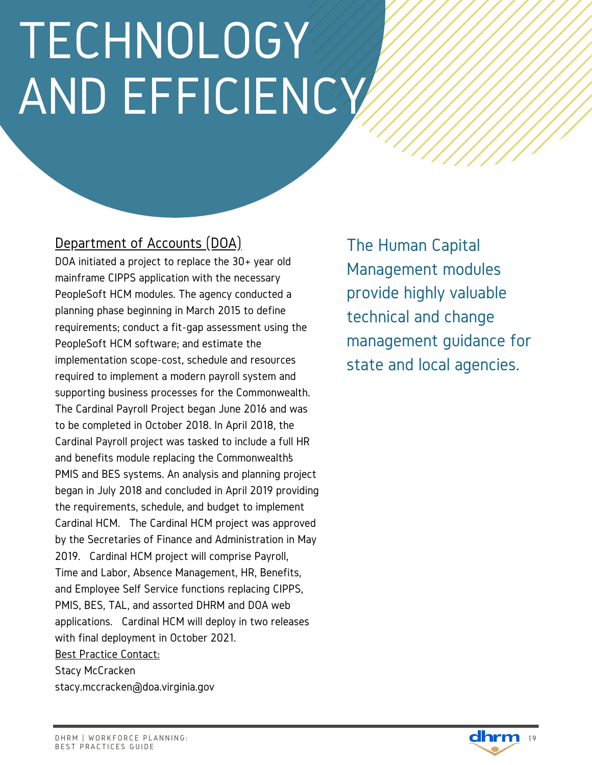# TECHNOLOGY AND EFFICIENCY

## Department of Accounts (DOA)

DOA initiated a project to replace the 30+ year old mainframe CIPPS application with the necessary PeopleSoft HCM modules. The agency conducted a planning phase beginning in March 2015 to define requirements; conduct a fit-gap assessment using the PeopleSoft HCM software; and estimate the implementation scope-cost, schedule and resources required to implement a modern payroll system and supporting business processes for the Commonwealth. The Cardinal Payroll Project began June 2016 and was to be completed in October 2018. In April 2018, the Cardinal Payroll project was tasked to include a full HR and benefits module replacing the Commonwealth's PMIS and BES systems. An analysis and planning project began in July 2018 and concluded in April 2019 providing the requirements, schedule, and budget to implement Cardinal HCM. The Cardinal HCM project was approved by the Secretaries of Finance and Administration in May 2019. Cardinal HCM project will comprise Payroll, Time and Labor, Absence Management, HR, Benefits, and Employee Self Service functions replacing CIPPS, PMIS, BES, TAL, and assorted DHRM and DOA web applications. Cardinal HCM will deploy in two releases with final deployment in October 2021.

Best Practice Contact:
Stacy McCracken
stacy.mccracken@doa.virginia.gov

The Human Capital Management modules provide highly valuable technical and change management guidance for state and local agencies.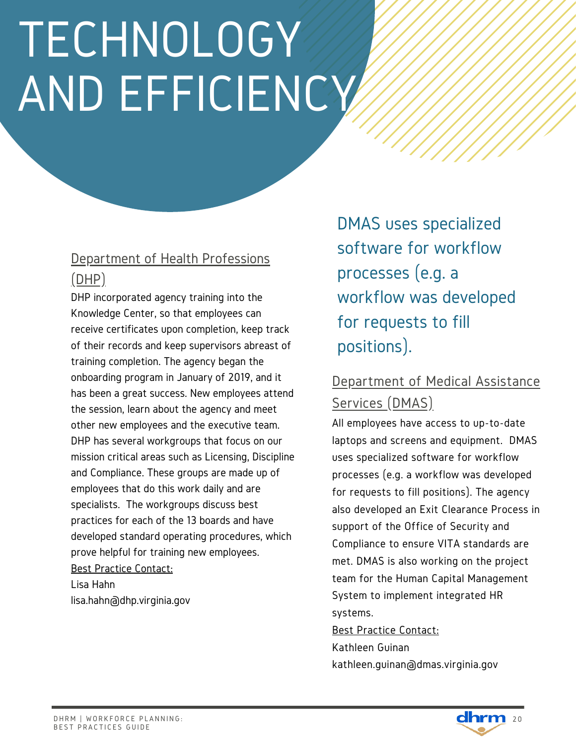# TECHNOLOGY AND EFFICIENCY

## Department of Health Professions (DHP)

DHP incorporated agency training into the Knowledge Center, so that employees can receive certificates upon completion, keep track of their records and keep supervisors abreast of training completion. The agency began the onboarding program in January of 2019, and it has been a great success. New employees attend the session, learn about the agency and meet other new employees and the executive team. DHP has several workgroups that focus on our mission critical areas such as Licensing, Discipline and Compliance. These groups are made up of employees that do this work daily and are specialists. The workgroups discuss best practices for each of the 13 boards and have developed standard operating procedures, which prove helpful for training new employees.

Best Practice Contact:
Lisa Hahn
lisa.hahn@dhp.virginia.gov

> DMAS uses specialized software for workflow processes (e.g. a workflow was developed for requests to fill positions).

## Department of Medical Assistance Services (DMAS)

All employees have access to up-to-date laptops and screens and equipment. DMAS uses specialized software for workflow processes (e.g. a workflow was developed for requests to fill positions). The agency also developed an Exit Clearance Process in support of the Office of Security and Compliance to ensure VITA standards are met. DMAS is also working on the project team for the Human Capital Management System to implement integrated HR systems.

Best Practice Contact:
Kathleen Guinan
kathleen.guinan@dmas.virginia.gov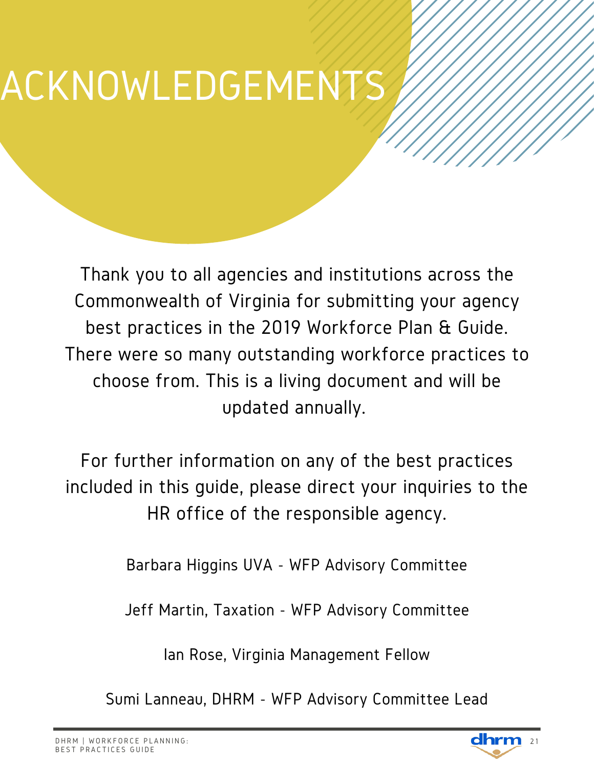# ACKNOWLEDGEMENTS

Thank you to all agencies and institutions across the Commonwealth of Virginia for submitting your agency best practices in the 2019 Workforce Plan & Guide. There were so many outstanding workforce practices to choose from. This is a living document and will be updated annually.

For further information on any of the best practices included in this guide, please direct your inquiries to the HR office of the responsible agency.

Barbara Higgins UVA - WFP Advisory Committee

Jeff Martin, Taxation - WFP Advisory Committee

Ian Rose, Virginia Management Fellow

Sumi Lanneau, DHRM - WFP Advisory Committee Lead